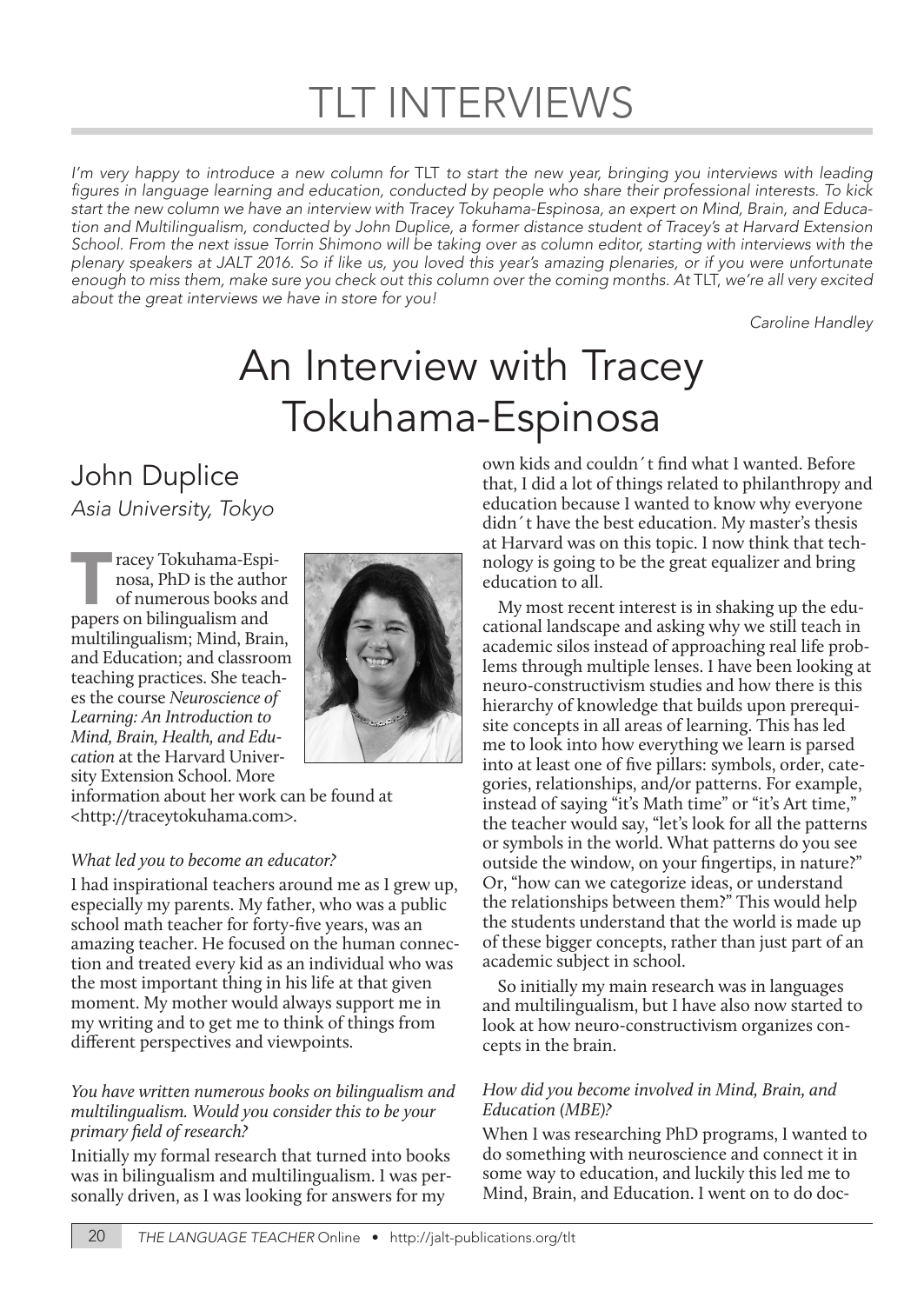# TLT INTERVIEWS

*I'm very happy to introduce a new column for* TLT *to start the new year, bringing you interviews with leading figures in language learning and education, conducted by people who share their professional interests. To kick start the new column we have an interview with Tracey Tokuhama-Espinosa, an expert on Mind, Brain, and Education and Multilingualism, conducted by John Duplice, a former distance student of Tracey's at Harvard Extension School. From the next issue Torrin Shimono will be taking over as column editor, starting with interviews with the plenary speakers at JALT 2016. So if like us, you loved this year's amazing plenaries, or if you were unfortunate enough to miss them, make sure you check out this column over the coming months. At* TLT*, we're all very excited about the great interviews we have in store for you!*

*Caroline Handley*

# An Interview with Tracey Tokuhama-Espinosa

## John Duplice

*Asia University, Tokyo*

Tracey Tokuhama-Espinosa, PhD is the author of numerous books and papers on bilingualism and multilingualism; Mind, Brain, and Education; and classroom teaching practices. She teaches the course *Neuroscience of Learning: An Introduction to Mind, Brain, Health, and Education* at the Harvard University Extension School. More information about her work can be found at <http://traceytokuhama.com>.

*What led you to become an educator?*

I had inspirational teachers around me as I grew up, especially my parents. My father, who was a public school math teacher for forty-five years, was an amazing teacher. He focused on the human connection and treated every kid as an individual who was the most important thing in his life at that given moment. My mother would always support me in my writing and to get me to think of things from different perspectives and viewpoints.

*You have written numerous books on bilingualism and multilingualism. Would you consider this to be your primary field of research?*

Initially my formal research that turned into books was in bilingualism and multilingualism. I was personally driven, as I was looking for answers for my own kids and couldn´t find what I wanted. Before that, I did a lot of things related to philanthropy and education because I wanted to know why everyone didn´t have the best education. My master's thesis at Harvard was on this topic. I now think that technology is going to be the great equalizer and bring education to all.

My most recent interest is in shaking up the educational landscape and asking why we still teach in academic silos instead of approaching real life problems through multiple lenses. I have been looking at neuro-constructivism studies and how there is this hierarchy of knowledge that builds upon prerequisite concepts in all areas of learning. This has led me to look into how everything we learn is parsed into at least one of five pillars: symbols, order, categories, relationships, and/or patterns. For example, instead of saying "it's Math time" or "it's Art time," the teacher would say, "let's look for all the patterns or symbols in the world. What patterns do you see outside the window, on your fingertips, in nature?" Or, "how can we categorize ideas, or understand the relationships between them?" This would help the students understand that the world is made up of these bigger concepts, rather than just part of an academic subject in school.

So initially my main research was in languages and multilingualism, but I have also now started to look at how neuro-constructivism organizes concepts in the brain.

*How did you become involved in Mind, Brain, and Education (MBE)?*

When I was researching PhD programs, I wanted to do something with neuroscience and connect it in some way to education, and luckily this led me to Mind, Brain, and Education. I went on to do doc-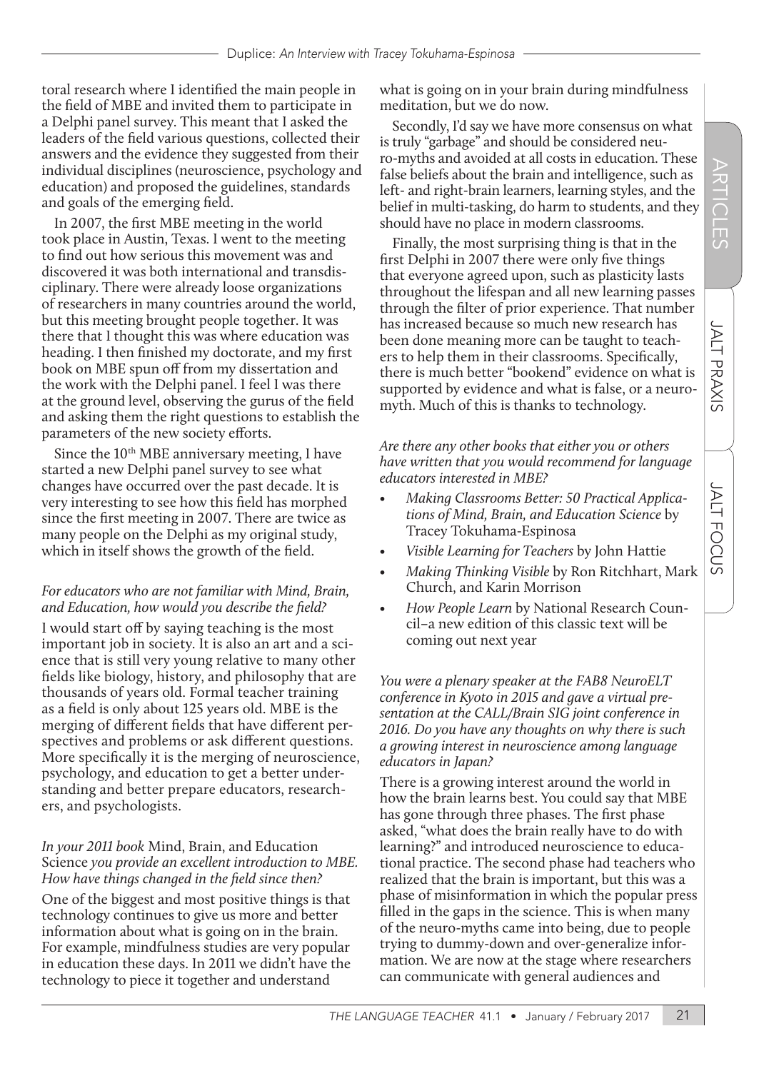toral research where I identified the main people in the field of MBE and invited them to participate in a Delphi panel survey. This meant that I asked the leaders of the field various questions, collected their answers and the evidence they suggested from their individual disciplines (neuroscience, psychology and education) and proposed the guidelines, standards and goals of the emerging field.

In 2007, the first MBE meeting in the world took place in Austin, Texas. I went to the meeting to find out how serious this movement was and discovered it was both international and transdisciplinary. There were already loose organizations of researchers in many countries around the world, but this meeting brought people together. It was there that I thought this was where education was heading. I then finished my doctorate, and my first book on MBE spun off from my dissertation and the work with the Delphi panel. I feel I was there at the ground level, observing the gurus of the field and asking them the right questions to establish the parameters of the new society efforts.

Since the 10th MBE anniversary meeting, I have started a new Delphi panel survey to see what changes have occurred over the past decade. It is very interesting to see how this field has morphed since the first meeting in 2007. There are twice as many people on the Delphi as my original study, which in itself shows the growth of the field.

*For educators who are not familiar with Mind, Brain, and Education, how would you describe the field?*

I would start off by saying teaching is the most important job in society. It is also an art and a science that is still very young relative to many other fields like biology, history, and philosophy that are thousands of years old. Formal teacher training as a field is only about 125 years old. MBE is the merging of different fields that have different perspectives and problems or ask different questions. More specifically it is the merging of neuroscience, psychology, and education to get a better understanding and better prepare educators, researchers, and psychologists.

*In your 2011 book* Mind, Brain, and Education Science *you provide an excellent introduction to MBE. How have things changed in the field since then?*

One of the biggest and most positive things is that technology continues to give us more and better information about what is going on in the brain. For example, mindfulness studies are very popular in education these days. In 2011 we didn't have the technology to piece it together and understand what is going on in your brain during mindfulness meditation, but we do now.

Secondly, I'd say we have more consensus on what is truly "garbage" and should be considered neuro-myths and avoided at all costs in education. These false beliefs about the brain and intelligence, such as left- and right-brain learners, learning styles, and the belief in multi-tasking, do harm to students, and they should have no place in modern classrooms.

Finally, the most surprising thing is that in the first Delphi in 2007 there were only five things that everyone agreed upon, such as plasticity lasts throughout the lifespan and all new learning passes through the filter of prior experience. That number has increased because so much new research has been done meaning more can be taught to teachers to help them in their classrooms. Specifically, there is much better "bookend" evidence on what is supported by evidence and what is false, or a neuromyth. Much of this is thanks to technology.

*Are there any other books that either you or others have written that you would recommend for language educators interested in MBE?*

- *Making Classrooms Better: 50 Practical Applications of Mind, Brain, and Education Science* by Tracey Tokuhama-Espinosa
- *Visible Learning for Teachers* by John Hattie
- *Making Thinking Visible* by Ron Ritchhart, Mark Church, and Karin Morrison
- *How People Learn* by National Research Council–a new edition of this classic text will be coming out next year

*You were a plenary speaker at the FAB8 NeuroELT conference in Kyoto in 2015 and gave a virtual presentation at the CALL/Brain SIG joint conference in 2016. Do you have any thoughts on why there is such a growing interest in neuroscience among language educators in Japan?*

There is a growing interest around the world in how the brain learns best. You could say that MBE has gone through three phases. The first phase asked, "what does the brain really have to do with learning?" and introduced neuroscience to educational practice. The second phase had teachers who realized that the brain is important, but this was a phase of misinformation in which the popular press filled in the gaps in the science. This is when many of the neuro-myths came into being, due to people trying to dummy-down and over-generalize information. We are now at the stage where researchers can communicate with general audiences and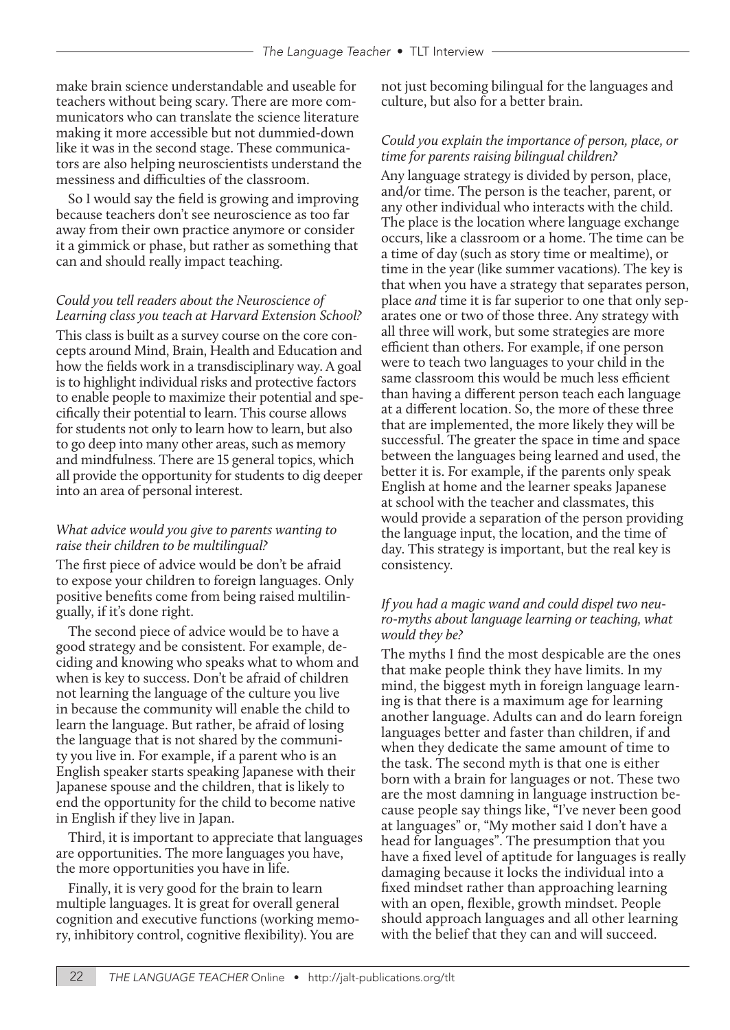make brain science understandable and useable for teachers without being scary. There are more communicators who can translate the science literature making it more accessible but not dummied-down like it was in the second stage. These communicators are also helping neuroscientists understand the messiness and difficulties of the classroom.

So I would say the field is growing and improving because teachers don't see neuroscience as too far away from their own practice anymore or consider it a gimmick or phase, but rather as something that can and should really impact teaching.

*Could you tell readers about the Neuroscience of Learning class you teach at Harvard Extension School?*

This class is built as a survey course on the core concepts around Mind, Brain, Health and Education and how the fields work in a transdisciplinary way. A goal is to highlight individual risks and protective factors to enable people to maximize their potential and specifically their potential to learn. This course allows for students not only to learn how to learn, but also to go deep into many other areas, such as memory and mindfulness. There are 15 general topics, which all provide the opportunity for students to dig deeper into an area of personal interest.

*What advice would you give to parents wanting to raise their children to be multilingual?*

The first piece of advice would be don't be afraid to expose your children to foreign languages. Only positive benefits come from being raised multilingually, if it's done right.

The second piece of advice would be to have a good strategy and be consistent. For example, deciding and knowing who speaks what to whom and when is key to success. Don't be afraid of children not learning the language of the culture you live in because the community will enable the child to learn the language. But rather, be afraid of losing the language that is not shared by the community you live in. For example, if a parent who is an English speaker starts speaking Japanese with their Japanese spouse and the children, that is likely to end the opportunity for the child to become native in English if they live in Japan.

Third, it is important to appreciate that languages are opportunities. The more languages you have, the more opportunities you have in life.

Finally, it is very good for the brain to learn multiple languages. It is great for overall general cognition and executive functions (working memory, inhibitory control, cognitive flexibility). You are not just becoming bilingual for the languages and culture, but also for a better brain.

*Could you explain the importance of person, place, or time for parents raising bilingual children?*

Any language strategy is divided by person, place, and/or time. The person is the teacher, parent, or any other individual who interacts with the child. The place is the location where language exchange occurs, like a classroom or a home. The time can be a time of day (such as story time or mealtime), or time in the year (like summer vacations). The key is that when you have a strategy that separates person, place *and* time it is far superior to one that only separates one or two of those three. Any strategy with all three will work, but some strategies are more efficient than others. For example, if one person were to teach two languages to your child in the same classroom this would be much less efficient than having a different person teach each language at a different location. So, the more of these three that are implemented, the more likely they will be successful. The greater the space in time and space between the languages being learned and used, the better it is. For example, if the parents only speak English at home and the learner speaks Japanese at school with the teacher and classmates, this would provide a separation of the person providing the language input, the location, and the time of day. This strategy is important, but the real key is consistency.

*If you had a magic wand and could dispel two neuro-myths about language learning or teaching, what would they be?*

The myths I find the most despicable are the ones that make people think they have limits. In my mind, the biggest myth in foreign language learning is that there is a maximum age for learning another language. Adults can and do learn foreign languages better and faster than children, if and when they dedicate the same amount of time to the task. The second myth is that one is either born with a brain for languages or not. These two are the most damning in language instruction because people say things like, "I've never been good at languages" or, "My mother said I don't have a head for languages". The presumption that you have a fixed level of aptitude for languages is really damaging because it locks the individual into a fixed mindset rather than approaching learning with an open, flexible, growth mindset. People should approach languages and all other learning with the belief that they can and will succeed.